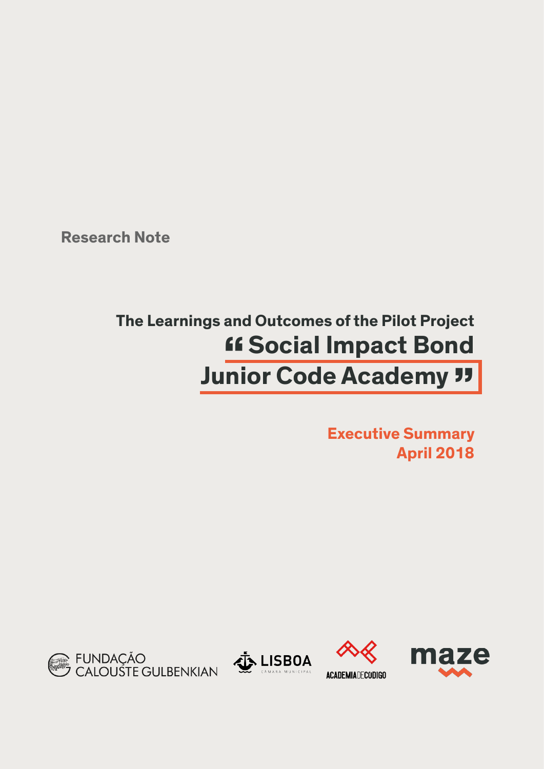Research Note

## The Learnings and Outcomes of the Pilot Project

# “ Social Impact Bond Junior Code Academy ”

**Executive Summary**
**April 2018**

FUNDAÇÃO CALOUSTE GULBENKIAN

LISBOA CÂMARA MUNICIPAL

ACADEMIA DE CODIGO

maze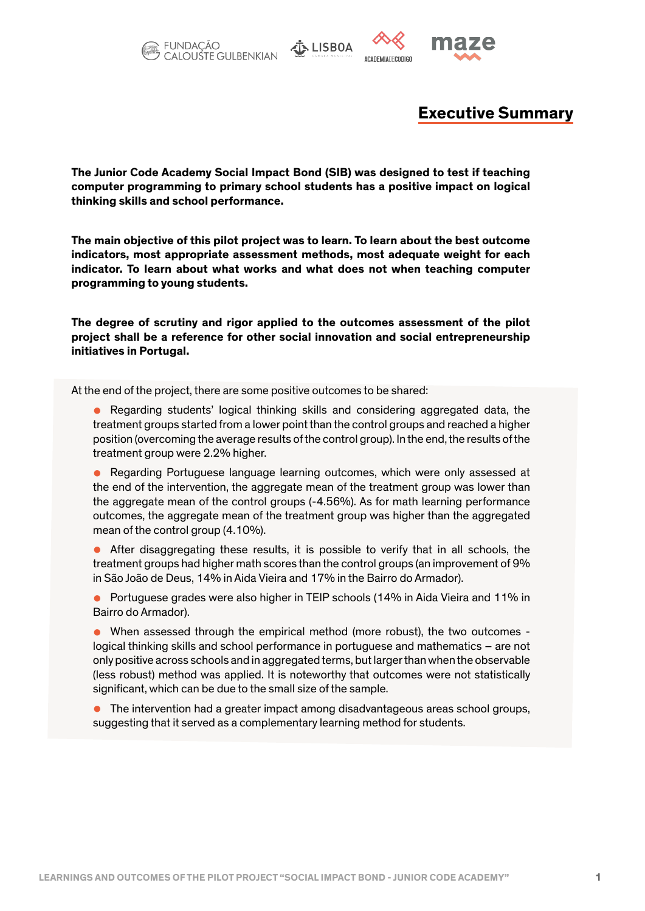## Executive Summary

**The Junior Code Academy Social Impact Bond (SIB) was designed to test if teaching computer programming to primary school students has a positive impact on logical thinking skills and school performance.**

**The main objective of this pilot project was to learn. To learn about the best outcome indicators, most appropriate assessment methods, most adequate weight for each indicator. To learn about what works and what does not when teaching computer programming to young students.**

**The degree of scrutiny and rigor applied to the outcomes assessment of the pilot project shall be a reference for other social innovation and social entrepreneurship initiatives in Portugal.**

At the end of the project, there are some positive outcomes to be shared:

- Regarding students' logical thinking skills and considering aggregated data, the treatment groups started from a lower point than the control groups and reached a higher position (overcoming the average results of the control group). In the end, the results of the treatment group were 2.2% higher.
- Regarding Portuguese language learning outcomes, which were only assessed at the end of the intervention, the aggregate mean of the treatment group was lower than the aggregate mean of the control groups (-4.56%). As for math learning performance outcomes, the aggregate mean of the treatment group was higher than the aggregated mean of the control group (4.10%).
- After disaggregating these results, it is possible to verify that in all schools, the treatment groups had higher math scores than the control groups (an improvement of 9% in São João de Deus, 14% in Aida Vieira and 17% in the Bairro do Armador).
- Portuguese grades were also higher in TEIP schools (14% in Aida Vieira and 11% in Bairro do Armador).
- When assessed through the empirical method (more robust), the two outcomes - logical thinking skills and school performance in portuguese and mathematics – are not only positive across schools and in aggregated terms, but larger than when the observable (less robust) method was applied. It is noteworthy that outcomes were not statistically significant, which can be due to the small size of the sample.
- The intervention had a greater impact among disadvantageous areas school groups, suggesting that it served as a complementary learning method for students.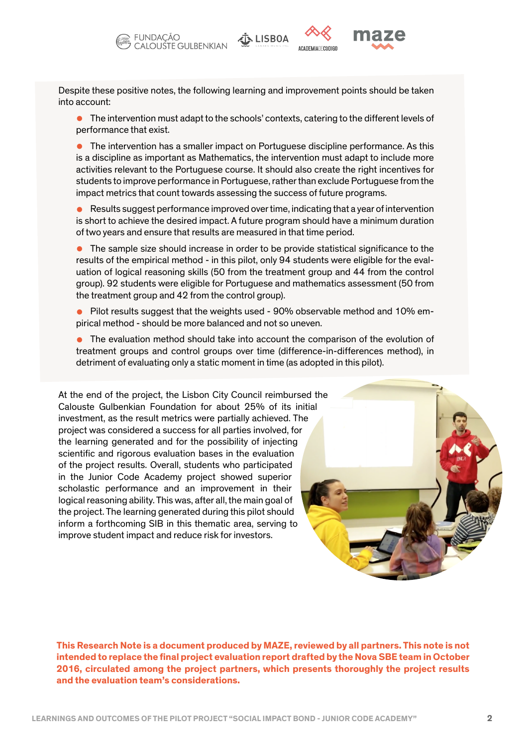Despite these positive notes, the following learning and improvement points should be taken into account:

- The intervention must adapt to the schools' contexts, catering to the different levels of performance that exist.
- The intervention has a smaller impact on Portuguese discipline performance. As this is a discipline as important as Mathematics, the intervention must adapt to include more activities relevant to the Portuguese course. It should also create the right incentives for students to improve performance in Portuguese, rather than exclude Portuguese from the impact metrics that count towards assessing the success of future programs.
- Results suggest performance improved over time, indicating that a year of intervention is short to achieve the desired impact. A future program should have a minimum duration of two years and ensure that results are measured in that time period.
- The sample size should increase in order to be provide statistical significance to the results of the empirical method - in this pilot, only 94 students were eligible for the evaluation of logical reasoning skills (50 from the treatment group and 44 from the control group). 92 students were eligible for Portuguese and mathematics assessment (50 from the treatment group and 42 from the control group).
- Pilot results suggest that the weights used - 90% observable method and 10% empirical method - should be more balanced and not so uneven.
- The evaluation method should take into account the comparison of the evolution of treatment groups and control groups over time (difference-in-differences method), in detriment of evaluating only a static moment in time (as adopted in this pilot).

At the end of the project, the Lisbon City Council reimbursed the Calouste Gulbenkian Foundation for about 25% of its initial investment, as the result metrics were partially achieved. The project was considered a success for all parties involved, for the learning generated and for the possibility of injecting scientific and rigorous evaluation bases in the evaluation of the project results. Overall, students who participated in the Junior Code Academy project showed superior scholastic performance and an improvement in their logical reasoning ability. This was, after all, the main goal of the project. The learning generated during this pilot should inform a forthcoming SIB in this thematic area, serving to improve student impact and reduce risk for investors.

**This Research Note is a document produced by MAZE, reviewed by all partners. This note is not intended to replace the final project evaluation report drafted by the Nova SBE team in October 2016, circulated among the project partners, which presents thoroughly the project results and the evaluation team's considerations.**